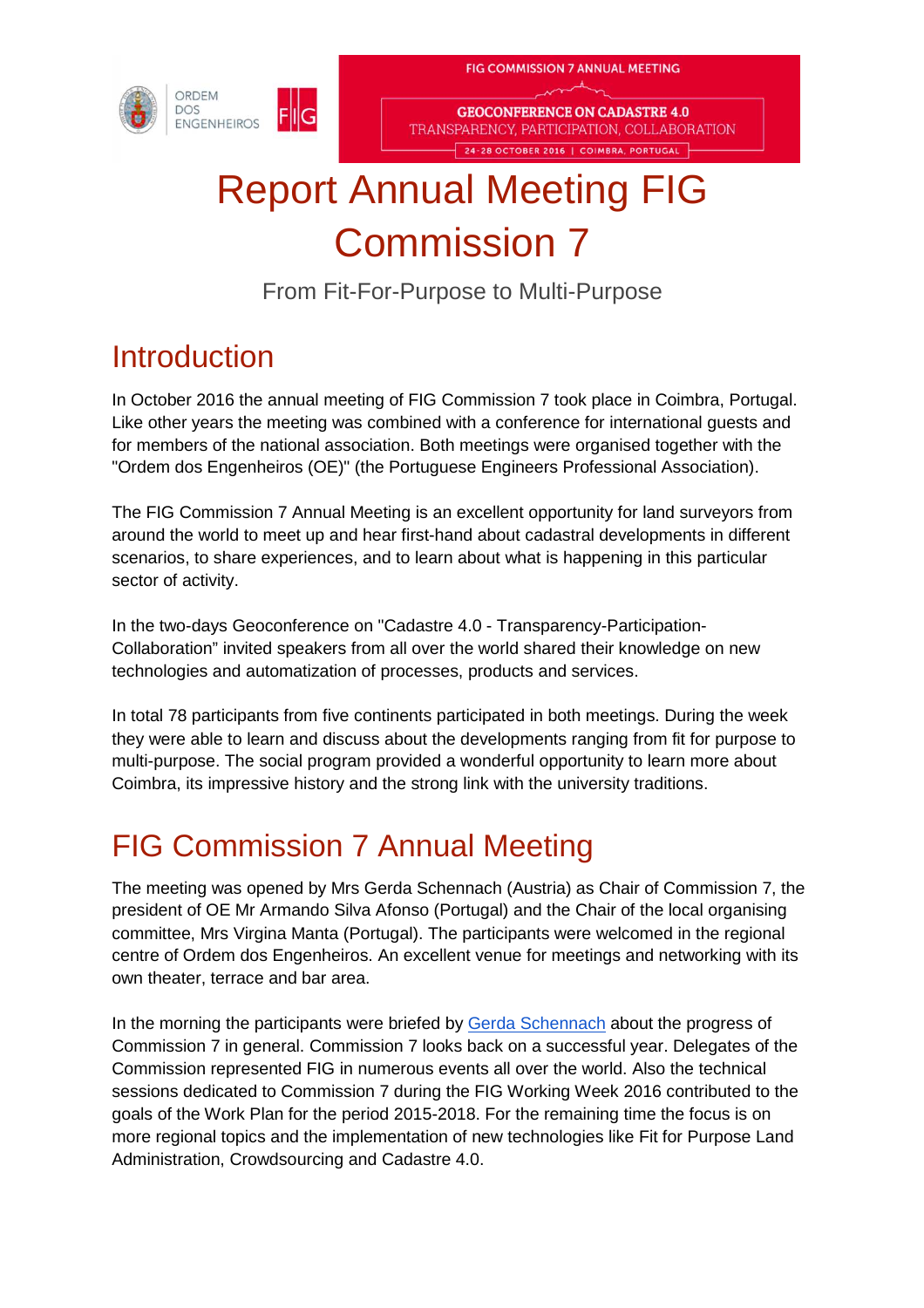# Report Annual Meeting FIG Commission 7

From Fit-For-Purpose to Multi-Purpose

## Introduction

In October 2016 the annual meeting of FIG Commission 7 took place in Coimbra, Portugal. Like other years the meeting was combined with a conference for international guests and for members of the national association. Both meetings were organised together with the "Ordem dos Engenheiros (OE)" (the Portuguese Engineers Professional Association).

The FIG Commission 7 Annual Meeting is an excellent opportunity for land surveyors from around the world to meet up and hear first-hand about cadastral developments in different scenarios, to share experiences, and to learn about what is happening in this particular sector of activity.

In the two-days Geoconference on "Cadastre 4.0 - Transparency-Participation-Collaboration" invited speakers from all over the world shared their knowledge on new technologies and automatization of processes, products and services.

In total 78 participants from five continents participated in both meetings. During the week they were able to learn and discuss about the developments ranging from fit for purpose to multi-purpose. The social program provided a wonderful opportunity to learn more about Coimbra, its impressive history and the strong link with the university traditions.

## FIG Commission 7 Annual Meeting

The meeting was opened by Mrs Gerda Schennach (Austria) as Chair of Commission 7, the president of OE Mr Armando Silva Afonso (Portugal) and the Chair of the local organising committee, Mrs Virgina Manta (Portugal). The participants were welcomed in the regional centre of Ordem dos Engenheiros. An excellent venue for meetings and networking with its own theater, terrace and bar area.

In the morning the participants were briefed by Gerda Schennach about the progress of Commission 7 in general. Commission 7 looks back on a successful year. Delegates of the Commission represented FIG in numerous events all over the world. Also the technical sessions dedicated to Commission 7 during the FIG Working Week 2016 contributed to the goals of the Work Plan for the period 2015-2018. For the remaining time the focus is on more regional topics and the implementation of new technologies like Fit for Purpose Land Administration, Crowdsourcing and Cadastre 4.0.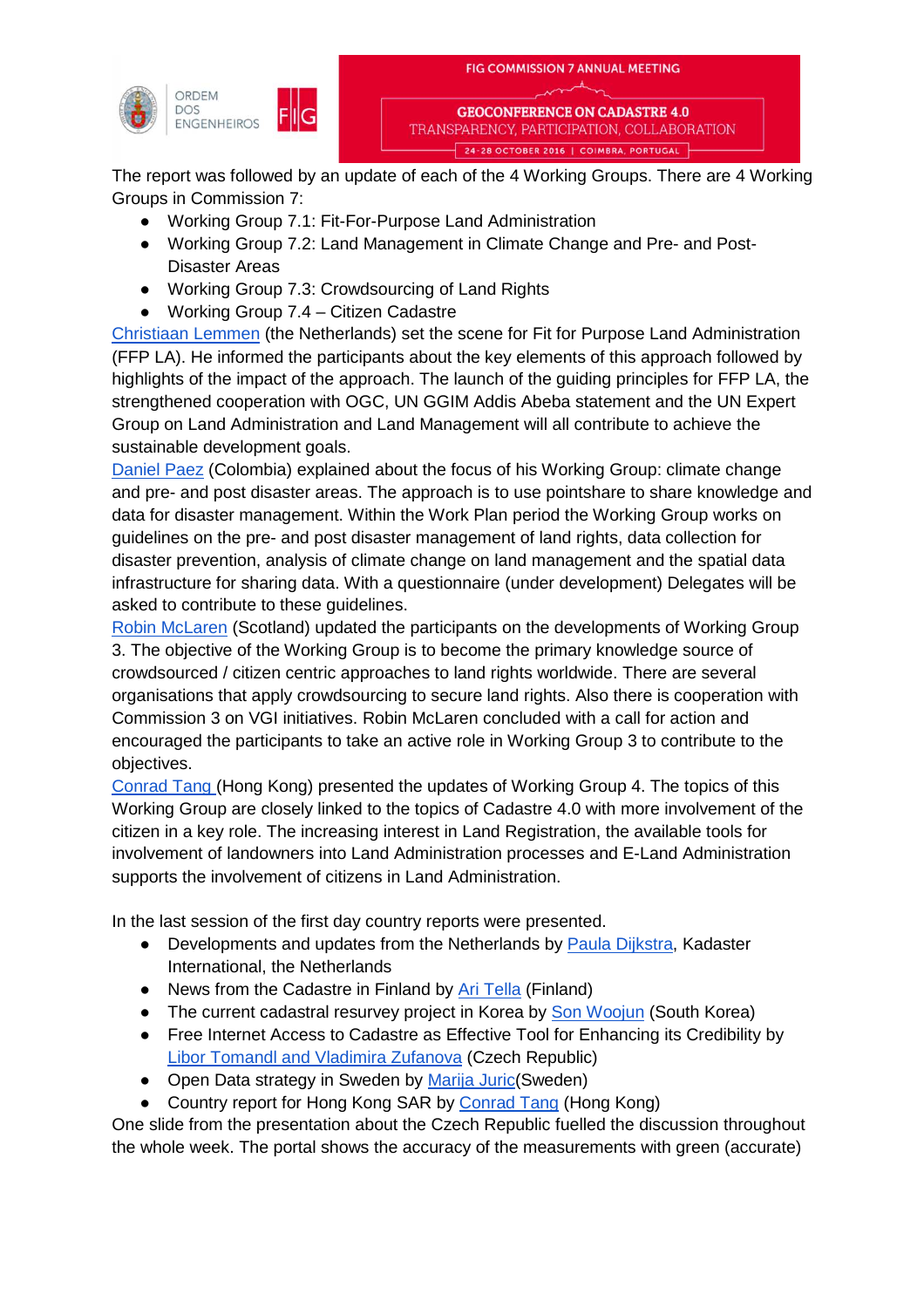The report was followed by an update of each of the 4 Working Groups. There are 4 Working Groups in Commission 7:

- Working Group 7.1: Fit-For-Purpose Land Administration
- Working Group 7.2: Land Management in Climate Change and Pre- and Post-Disaster Areas
- Working Group 7.3: Crowdsourcing of Land Rights
- Working Group 7.4 – Citizen Cadastre

Christiaan Lemmen (the Netherlands) set the scene for Fit for Purpose Land Administration (FFP LA). He informed the participants about the key elements of this approach followed by highlights of the impact of the approach. The launch of the guiding principles for FFP LA, the strengthened cooperation with OGC, UN GGIM Addis Abeba statement and the UN Expert Group on Land Administration and Land Management will all contribute to achieve the sustainable development goals.

Daniel Paez (Colombia) explained about the focus of his Working Group: climate change and pre- and post disaster areas. The approach is to use pointshare to share knowledge and data for disaster management. Within the Work Plan period the Working Group works on guidelines on the pre- and post disaster management of land rights, data collection for disaster prevention, analysis of climate change on land management and the spatial data infrastructure for sharing data. With a questionnaire (under development) Delegates will be asked to contribute to these guidelines.

Robin McLaren (Scotland) updated the participants on the developments of Working Group 3. The objective of the Working Group is to become the primary knowledge source of crowdsourced / citizen centric approaches to land rights worldwide. There are several organisations that apply crowdsourcing to secure land rights. Also there is cooperation with Commission 3 on VGI initiatives. Robin McLaren concluded with a call for action and encouraged the participants to take an active role in Working Group 3 to contribute to the objectives.

Conrad Tang (Hong Kong) presented the updates of Working Group 4. The topics of this Working Group are closely linked to the topics of Cadastre 4.0 with more involvement of the citizen in a key role. The increasing interest in Land Registration, the available tools for involvement of landowners into Land Administration processes and E-Land Administration supports the involvement of citizens in Land Administration.

In the last session of the first day country reports were presented.

- Developments and updates from the Netherlands by Paula Dijkstra, Kadaster International, the Netherlands
- News from the Cadastre in Finland by Ari Tella (Finland)
- The current cadastral resurvey project in Korea by Son Woojun (South Korea)
- Free Internet Access to Cadastre as Effective Tool for Enhancing its Credibility by Libor Tomandl and Vladimira Zufanova (Czech Republic)
- Open Data strategy in Sweden by Marija Juric(Sweden)
- Country report for Hong Kong SAR by Conrad Tang (Hong Kong)

One slide from the presentation about the Czech Republic fuelled the discussion throughout the whole week. The portal shows the accuracy of the measurements with green (accurate)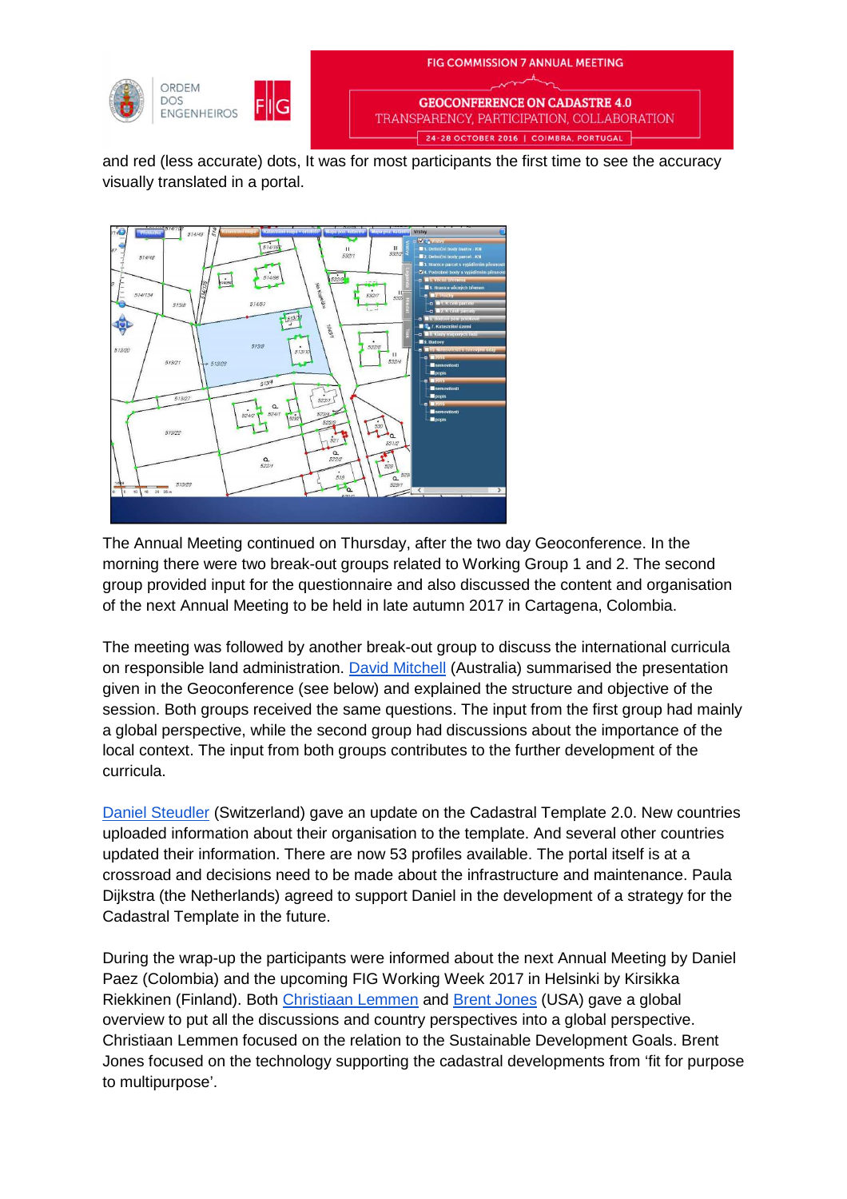and red (less accurate) dots, It was for most participants the first time to see the accuracy visually translated in a portal.

The Annual Meeting continued on Thursday, after the two day Geoconference. In the morning there were two break-out groups related to Working Group 1 and 2. The second group provided input for the questionnaire and also discussed the content and organisation of the next Annual Meeting to be held in late autumn 2017 in Cartagena, Colombia.

The meeting was followed by another break-out group to discuss the international curricula on responsible land administration. David Mitchell (Australia) summarised the presentation given in the Geoconference (see below) and explained the structure and objective of the session. Both groups received the same questions. The input from the first group had mainly a global perspective, while the second group had discussions about the importance of the local context. The input from both groups contributes to the further development of the curricula.

Daniel Steudler (Switzerland) gave an update on the Cadastral Template 2.0. New countries uploaded information about their organisation to the template. And several other countries updated their information. There are now 53 profiles available. The portal itself is at a crossroad and decisions need to be made about the infrastructure and maintenance. Paula Dijkstra (the Netherlands) agreed to support Daniel in the development of a strategy for the Cadastral Template in the future.

During the wrap-up the participants were informed about the next Annual Meeting by Daniel Paez (Colombia) and the upcoming FIG Working Week 2017 in Helsinki by Kirsikka Riekkinen (Finland). Both Christiaan Lemmen and Brent Jones (USA) gave a global overview to put all the discussions and country perspectives into a global perspective. Christiaan Lemmen focused on the relation to the Sustainable Development Goals. Brent Jones focused on the technology supporting the cadastral developments from 'fit for purpose to multipurpose'.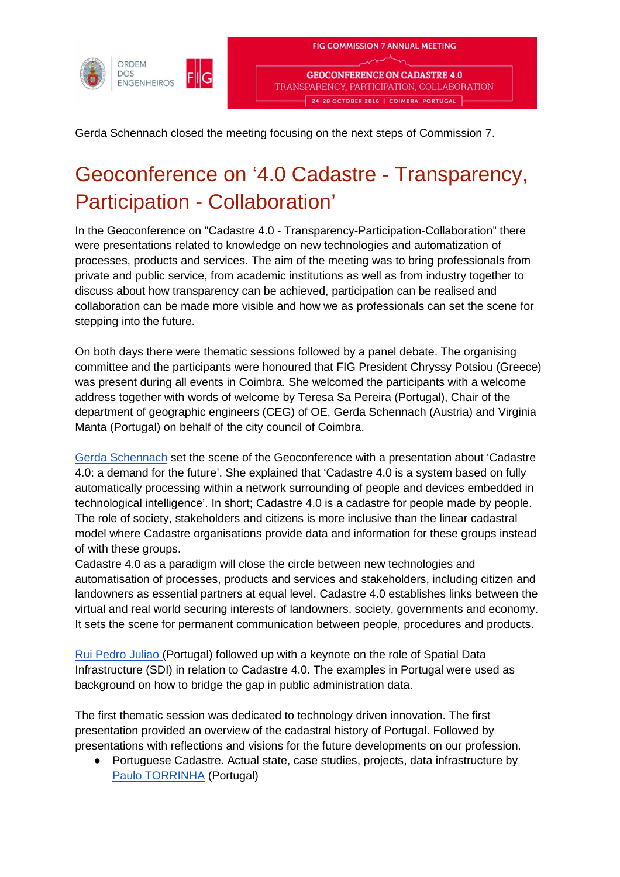Gerda Schennach closed the meeting focusing on the next steps of Commission 7.

# Geoconference on ‘4.0 Cadastre - Transparency, Participation - Collaboration’

In the Geoconference on "Cadastre 4.0 - Transparency-Participation-Collaboration” there were presentations related to knowledge on new technologies and automatization of processes, products and services. The aim of the meeting was to bring professionals from private and public service, from academic institutions as well as from industry together to discuss about how transparency can be achieved, participation can be realised and collaboration can be made more visible and how we as professionals can set the scene for stepping into the future.

On both days there were thematic sessions followed by a panel debate. The organising committee and the participants were honoured that FIG President Chryssy Potsiou (Greece) was present during all events in Coimbra. She welcomed the participants with a welcome address together with words of welcome by Teresa Sa Pereira (Portugal), Chair of the department of geographic engineers (CEG) of OE, Gerda Schennach (Austria) and Virginia Manta (Portugal) on behalf of the city council of Coimbra.

Gerda Schennach set the scene of the Geoconference with a presentation about ‘Cadastre 4.0: a demand for the future’. She explained that ‘Cadastre 4.0 is a system based on fully automatically processing within a network surrounding of people and devices embedded in technological intelligence’. In short; Cadastre 4.0 is a cadastre for people made by people. The role of society, stakeholders and citizens is more inclusive than the linear cadastral model where Cadastre organisations provide data and information for these groups instead of with these groups.
Cadastre 4.0 as a paradigm will close the circle between new technologies and automatisation of processes, products and services and stakeholders, including citizen and landowners as essential partners at equal level. Cadastre 4.0 establishes links between the virtual and real world securing interests of landowners, society, governments and economy. It sets the scene for permanent communication between people, procedures and products.

Rui Pedro Juliao (Portugal) followed up with a keynote on the role of Spatial Data Infrastructure (SDI) in relation to Cadastre 4.0. The examples in Portugal were used as background on how to bridge the gap in public administration data.

The first thematic session was dedicated to technology driven innovation. The first presentation provided an overview of the cadastral history of Portugal. Followed by presentations with reflections and visions for the future developments on our profession.

- Portuguese Cadastre. Actual state, case studies, projects, data infrastructure by Paulo TORRINHA (Portugal)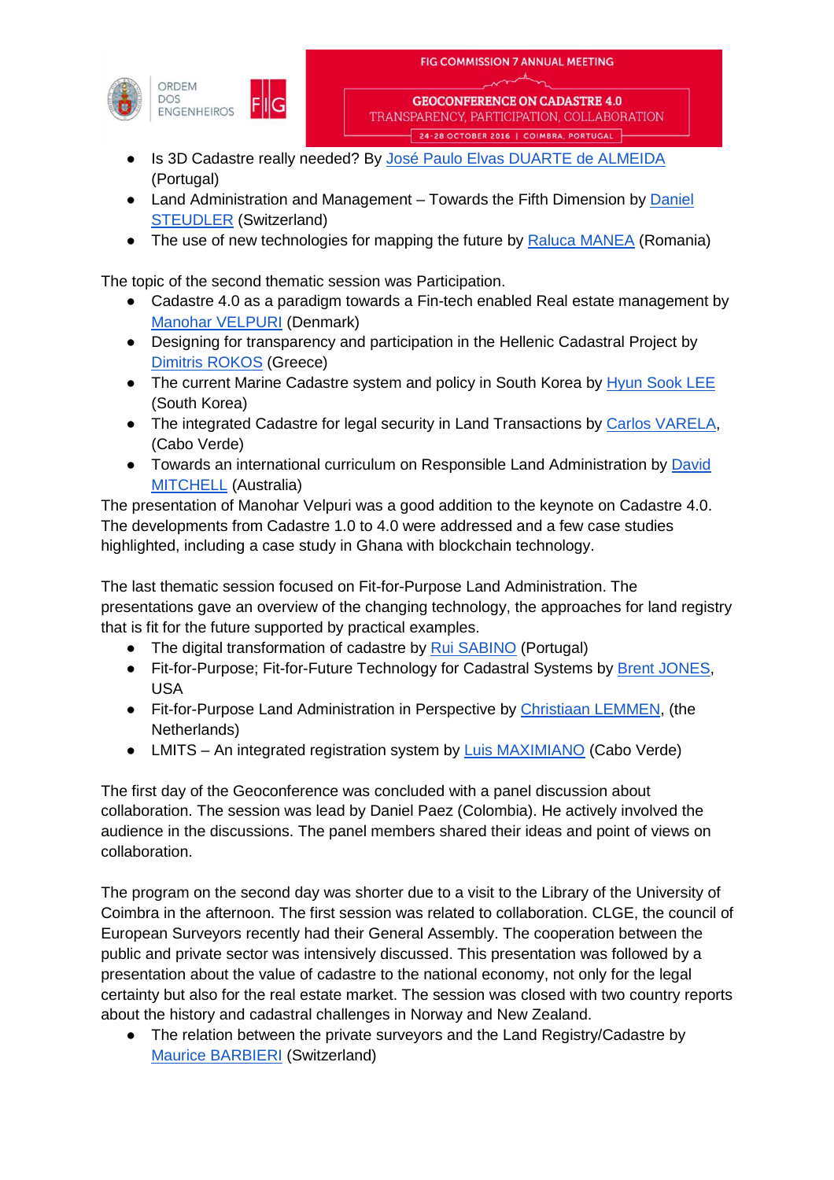- Is 3D Cadastre really needed? By José Paulo Elvas DUARTE de ALMEIDA (Portugal)
- Land Administration and Management – Towards the Fifth Dimension by Daniel STEUDLER (Switzerland)
- The use of new technologies for mapping the future by Raluca MANEA (Romania)

The topic of the second thematic session was Participation.

- Cadastre 4.0 as a paradigm towards a Fin-tech enabled Real estate management by Manohar VELPURI (Denmark)
- Designing for transparency and participation in the Hellenic Cadastral Project by Dimitris ROKOS (Greece)
- The current Marine Cadastre system and policy in South Korea by Hyun Sook LEE (South Korea)
- The integrated Cadastre for legal security in Land Transactions by Carlos VARELA, (Cabo Verde)
- Towards an international curriculum on Responsible Land Administration by David MITCHELL (Australia)

The presentation of Manohar Velpuri was a good addition to the keynote on Cadastre 4.0. The developments from Cadastre 1.0 to 4.0 were addressed and a few case studies highlighted, including a case study in Ghana with blockchain technology.

The last thematic session focused on Fit-for-Purpose Land Administration. The presentations gave an overview of the changing technology, the approaches for land registry that is fit for the future supported by practical examples.

- The digital transformation of cadastre by Rui SABINO (Portugal)
- Fit-for-Purpose; Fit-for-Future Technology for Cadastral Systems by Brent JONES, USA
- Fit-for-Purpose Land Administration in Perspective by Christiaan LEMMEN, (the Netherlands)
- LMITS – An integrated registration system by Luis MAXIMIANO (Cabo Verde)

The first day of the Geoconference was concluded with a panel discussion about collaboration. The session was lead by Daniel Paez (Colombia). He actively involved the audience in the discussions. The panel members shared their ideas and point of views on collaboration.

The program on the second day was shorter due to a visit to the Library of the University of Coimbra in the afternoon. The first session was related to collaboration. CLGE, the council of European Surveyors recently had their General Assembly. The cooperation between the public and private sector was intensively discussed. This presentation was followed by a presentation about the value of cadastre to the national economy, not only for the legal certainty but also for the real estate market. The session was closed with two country reports about the history and cadastral challenges in Norway and New Zealand.

- The relation between the private surveyors and the Land Registry/Cadastre by Maurice BARBIERI (Switzerland)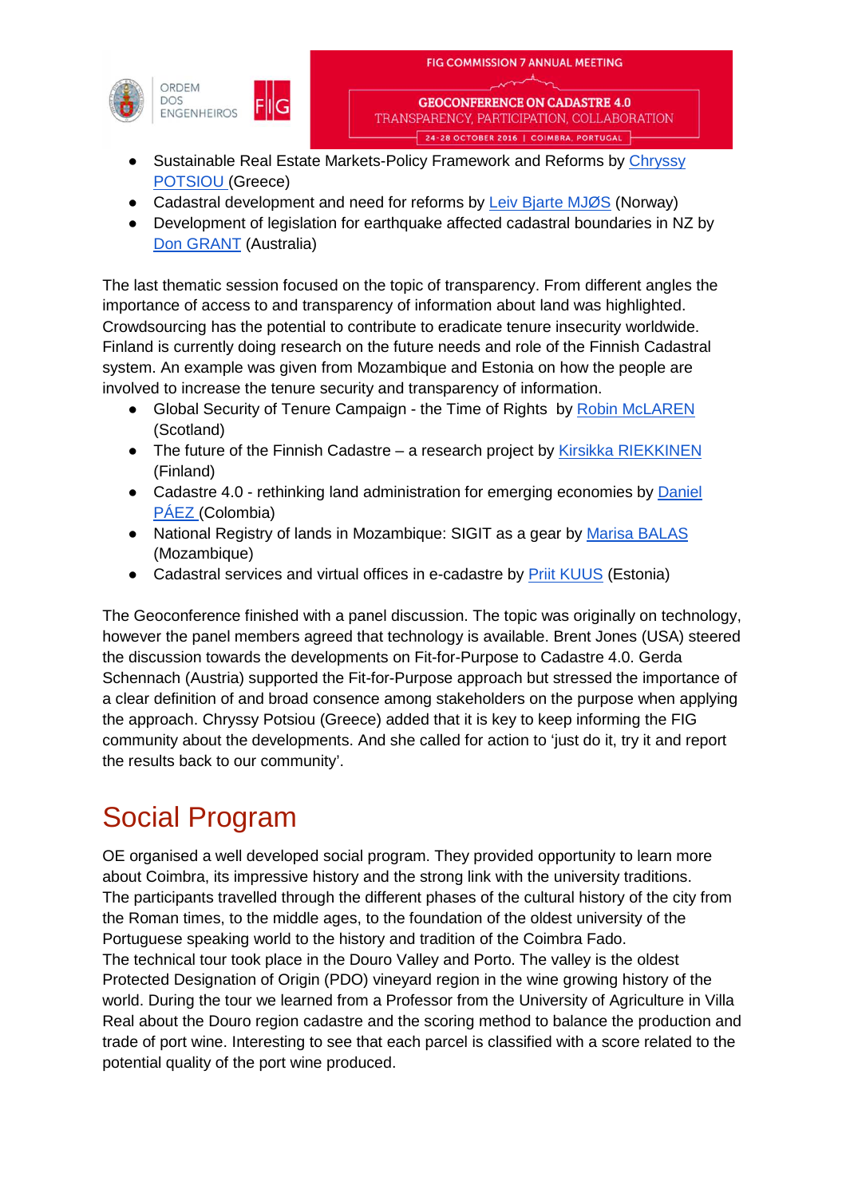- Sustainable Real Estate Markets-Policy Framework and Reforms by Chryssy POTSIOU (Greece)
- Cadastral development and need for reforms by Leiv Bjarte MJØS (Norway)
- Development of legislation for earthquake affected cadastral boundaries in NZ by Don GRANT (Australia)

The last thematic session focused on the topic of transparency. From different angles the importance of access to and transparency of information about land was highlighted. Crowdsourcing has the potential to contribute to eradicate tenure insecurity worldwide. Finland is currently doing research on the future needs and role of the Finnish Cadastral system. An example was given from Mozambique and Estonia on how the people are involved to increase the tenure security and transparency of information.

- Global Security of Tenure Campaign - the Time of Rights by Robin McLAREN (Scotland)
- The future of the Finnish Cadastre – a research project by Kirsikka RIEKKINEN (Finland)
- Cadastre 4.0 - rethinking land administration for emerging economies by Daniel PÁEZ (Colombia)
- National Registry of lands in Mozambique: SIGIT as a gear by Marisa BALAS (Mozambique)
- Cadastral services and virtual offices in e-cadastre by Priit KUUS (Estonia)

The Geoconference finished with a panel discussion. The topic was originally on technology, however the panel members agreed that technology is available. Brent Jones (USA) steered the discussion towards the developments on Fit-for-Purpose to Cadastre 4.0. Gerda Schennach (Austria) supported the Fit-for-Purpose approach but stressed the importance of a clear definition of and broad consence among stakeholders on the purpose when applying the approach. Chryssy Potsiou (Greece) added that it is key to keep informing the FIG community about the developments. And she called for action to 'just do it, try it and report the results back to our community'.

# Social Program

OE organised a well developed social program. They provided opportunity to learn more about Coimbra, its impressive history and the strong link with the university traditions. The participants travelled through the different phases of the cultural history of the city from the Roman times, to the middle ages, to the foundation of the oldest university of the Portuguese speaking world to the history and tradition of the Coimbra Fado.
The technical tour took place in the Douro Valley and Porto. The valley is the oldest Protected Designation of Origin (PDO) vineyard region in the wine growing history of the world. During the tour we learned from a Professor from the University of Agriculture in Villa Real about the Douro region cadastre and the scoring method to balance the production and trade of port wine. Interesting to see that each parcel is classified with a score related to the potential quality of the port wine produced.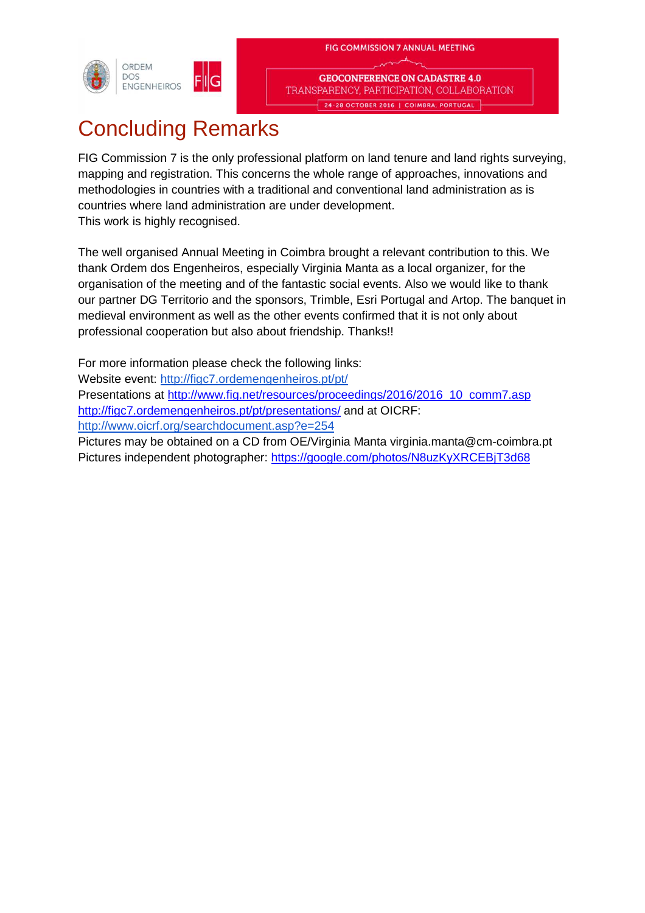# Concluding Remarks

FIG Commission 7 is the only professional platform on land tenure and land rights surveying, mapping and registration. This concerns the whole range of approaches, innovations and methodologies in countries with a traditional and conventional land administration as is countries where land administration are under development.
This work is highly recognised.

The well organised Annual Meeting in Coimbra brought a relevant contribution to this. We thank Ordem dos Engenheiros, especially Virginia Manta as a local organizer, for the organisation of the meeting and of the fantastic social events. Also we would like to thank our partner DG Territorio and the sponsors, Trimble, Esri Portugal and Artop. The banquet in medieval environment as well as the other events confirmed that it is not only about professional cooperation but also about friendship. Thanks!!

For more information please check the following links:
Website event: http://figc7.ordemengenheiros.pt/pt/
Presentations at http://www.fig.net/resources/proceedings/2016/2016_10_comm7.asp
http://figc7.ordemengenheiros.pt/pt/presentations/ and at OICRF:
http://www.oicrf.org/searchdocument.asp?e=254
Pictures may be obtained on a CD from OE/Virginia Manta virginia.manta@cm-coimbra.pt
Pictures independent photographer: https://google.com/photos/N8uzKyXRCEBjT3d68